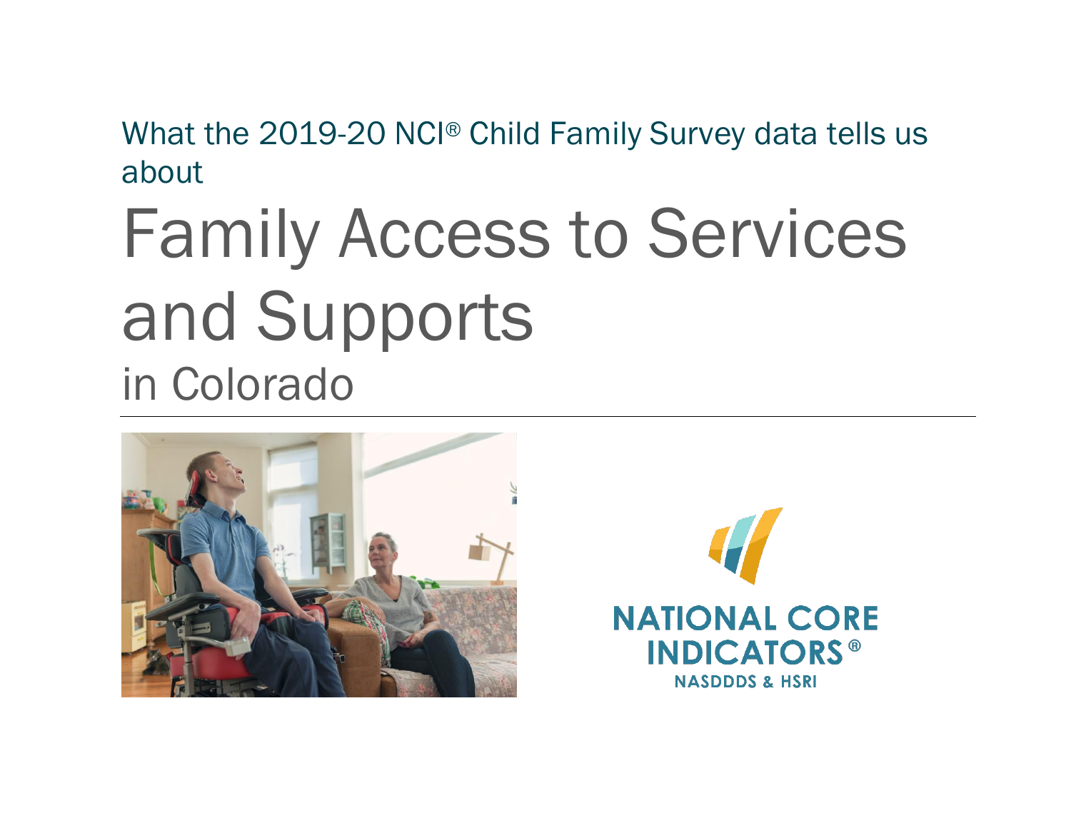What the 2019-20 NCI® Child Family Survey data tells us about

# Family Access to Services and Supports

## in Colorado

NATIONAL CORE INDICATORS®

NASDDDS & HSRI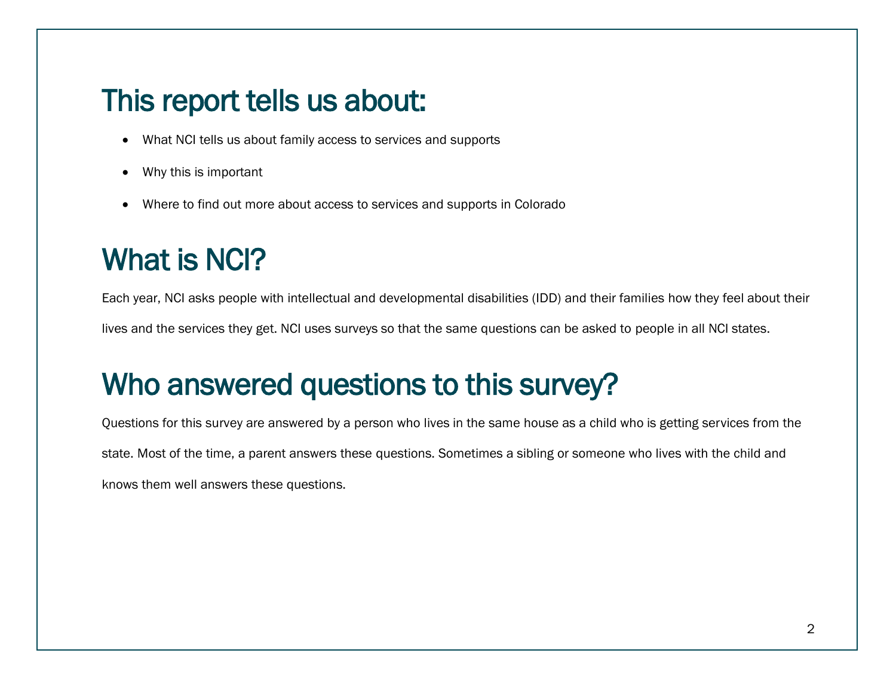## This report tells us about:

- What NCI tells us about family access to services and supports
- Why this is important
- Where to find out more about access to services and supports in Colorado

## What is NCI?

Each year, NCI asks people with intellectual and developmental disabilities (IDD) and their families how they feel about their lives and the services they get. NCI uses surveys so that the same questions can be asked to people in all NCI states.

## Who answered questions to this survey?

Questions for this survey are answered by a person who lives in the same house as a child who is getting services from the state. Most of the time, a parent answers these questions. Sometimes a sibling or someone who lives with the child and knows them well answers these questions.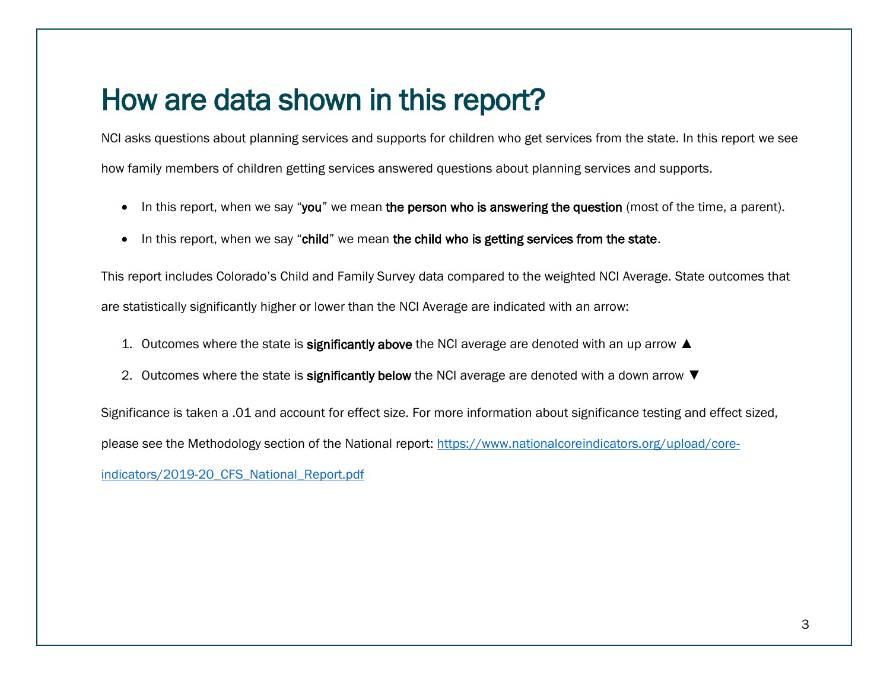# How are data shown in this report?

NCI asks questions about planning services and supports for children who get services from the state. In this report we see how family members of children getting services answered questions about planning services and supports.

- In this report, when we say "**you**" we mean **the person who is answering the question** (most of the time, a parent).
- In this report, when we say "**child**" we mean **the child who is getting services from the state**.

This report includes Colorado's Child and Family Survey data compared to the weighted NCI Average. State outcomes that are statistically significantly higher or lower than the NCI Average are indicated with an arrow:

1. Outcomes where the state is **significantly above** the NCI average are denoted with an up arrow ▲
2. Outcomes where the state is **significantly below** the NCI average are denoted with a down arrow ▼

Significance is taken a .01 and account for effect size. For more information about significance testing and effect sized, please see the Methodology section of the National report: [https://www.nationalcoreindicators.org/upload/core-indicators/2019-20_CFS_National_Report.pdf](https://www.nationalcoreindicators.org/upload/core-indicators/2019-20_CFS_National_Report.pdf)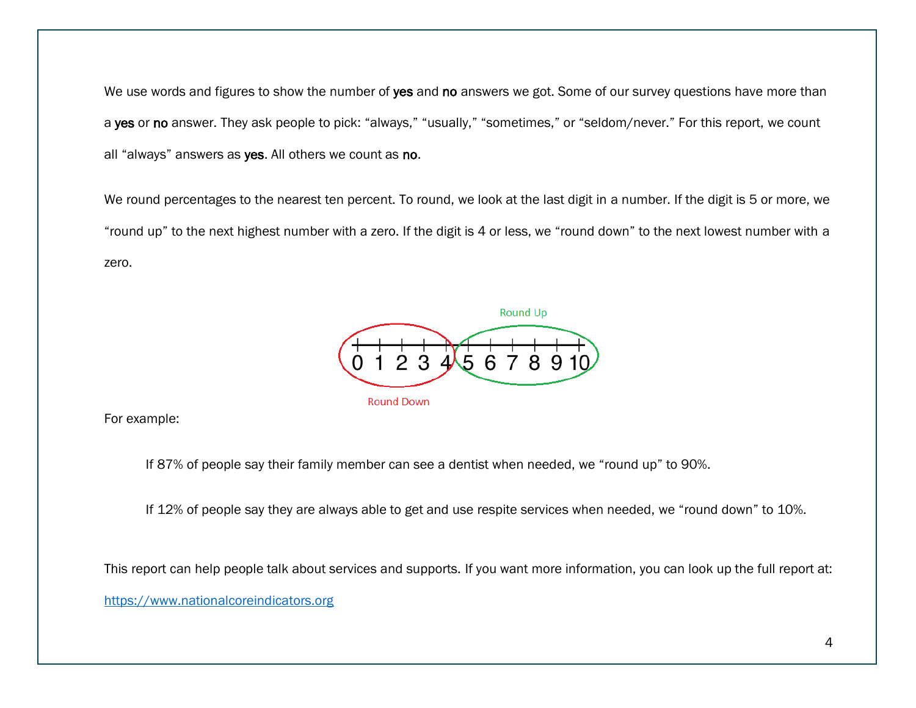We use words and figures to show the number of **yes** and **no** answers we got. Some of our survey questions have more than a **yes** or **no** answer. They ask people to pick: "always," "usually," "sometimes," or "seldom/never." For this report, we count all "always" answers as **yes**. All others we count as **no**.

We round percentages to the nearest ten percent. To round, we look at the last digit in a number. If the digit is 5 or more, we "round up" to the next highest number with a zero. If the digit is 4 or less, we "round down" to the next lowest number with a zero.

Round Up

0 1 2 3 4 5 6 7 8 9 10

Round Down

For example:

> If 87% of people say their family member can see a dentist when needed, we "round up" to 90%.
>
> If 12% of people say they are always able to get and use respite services when needed, we "round down" to 10%.

This report can help people talk about services and supports. If you want more information, you can look up the full report at: [https://www.nationalcoreindicators.org](https://www.nationalcoreindicators.org)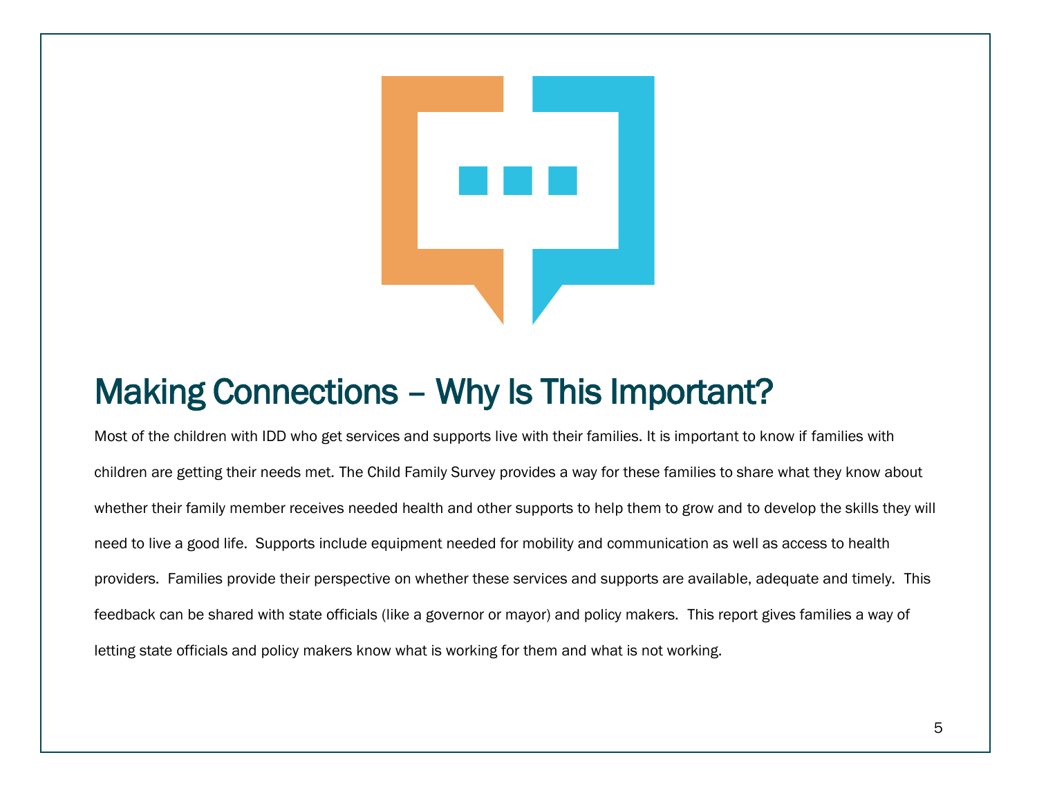# Making Connections – Why Is This Important?

Most of the children with IDD who get services and supports live with their families. It is important to know if families with children are getting their needs met. The Child Family Survey provides a way for these families to share what they know about whether their family member receives needed health and other supports to help them to grow and to develop the skills they will need to live a good life. Supports include equipment needed for mobility and communication as well as access to health providers. Families provide their perspective on whether these services and supports are available, adequate and timely. This feedback can be shared with state officials (like a governor or mayor) and policy makers. This report gives families a way of letting state officials and policy makers know what is working for them and what is not working.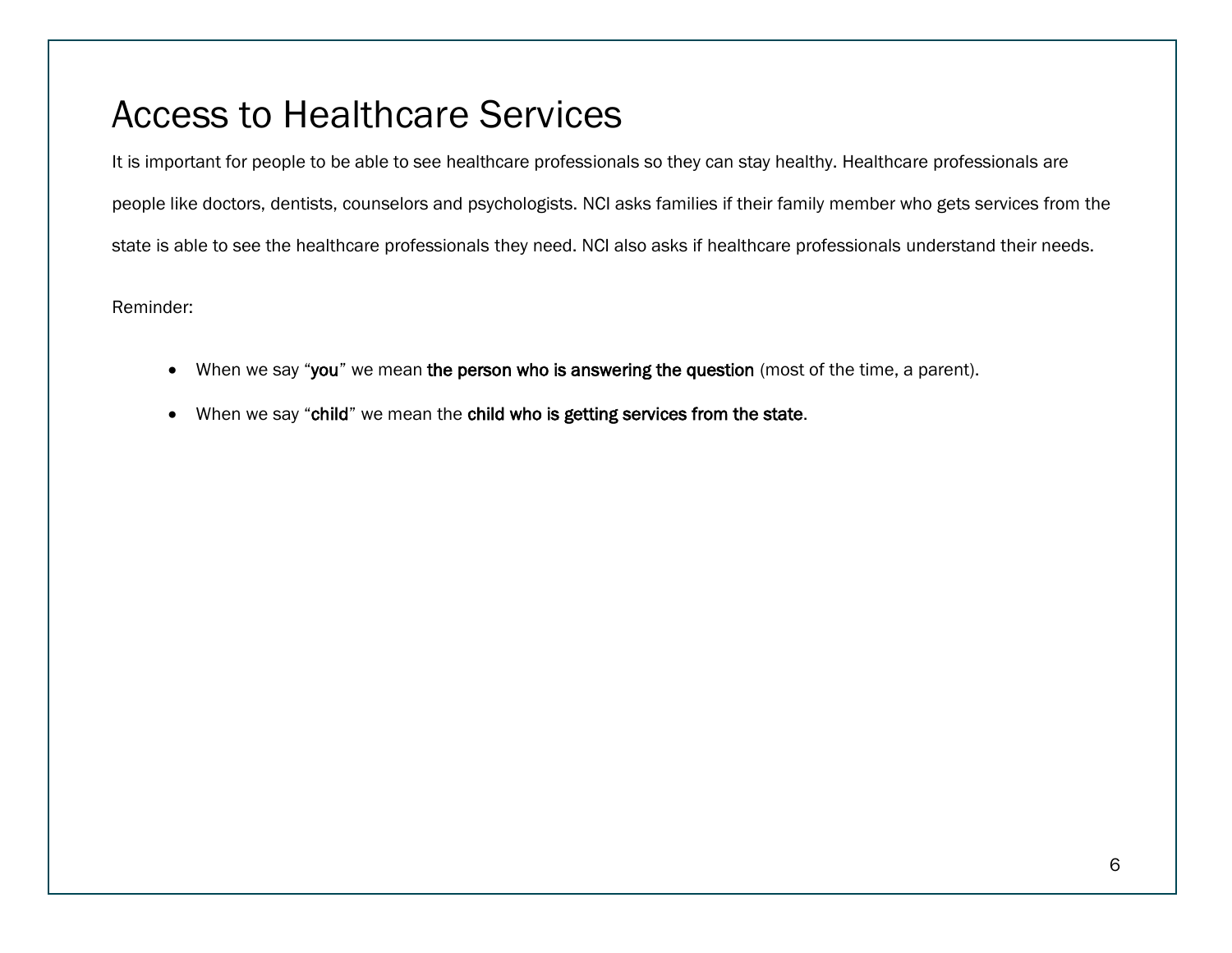# Access to Healthcare Services

It is important for people to be able to see healthcare professionals so they can stay healthy. Healthcare professionals are people like doctors, dentists, counselors and psychologists. NCI asks families if their family member who gets services from the state is able to see the healthcare professionals they need. NCI also asks if healthcare professionals understand their needs.

Reminder:

- When we say "**you**" we mean **the person who is answering the question** (most of the time, a parent).
- When we say "**child**" we mean the **child who is getting services from the state**.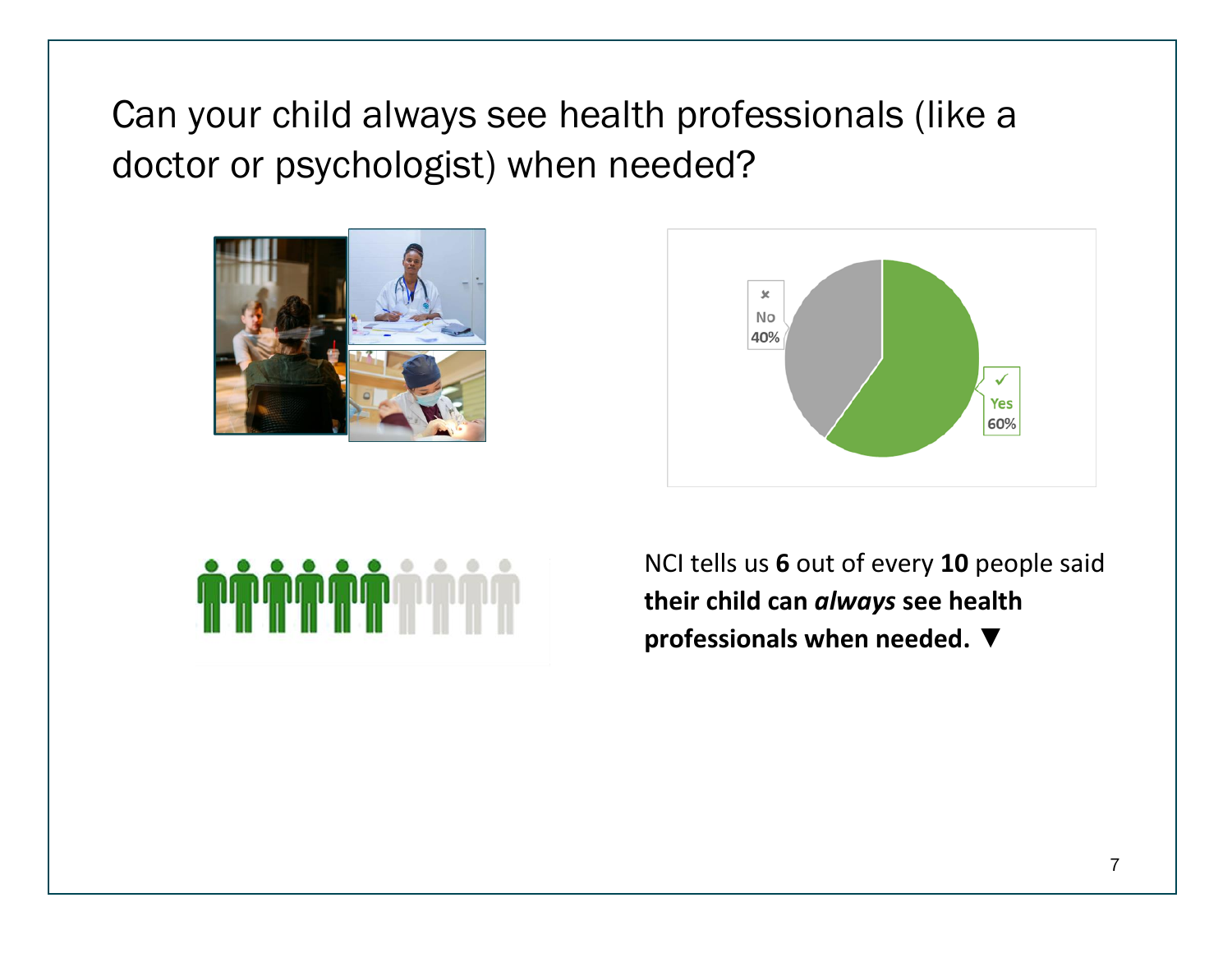# Can your child always see health professionals (like a doctor or psychologist) when needed?

No 40%

Yes 60%

NCI tells us **6** out of every **10** people said **their child can *always* see health professionals when needed. ▼**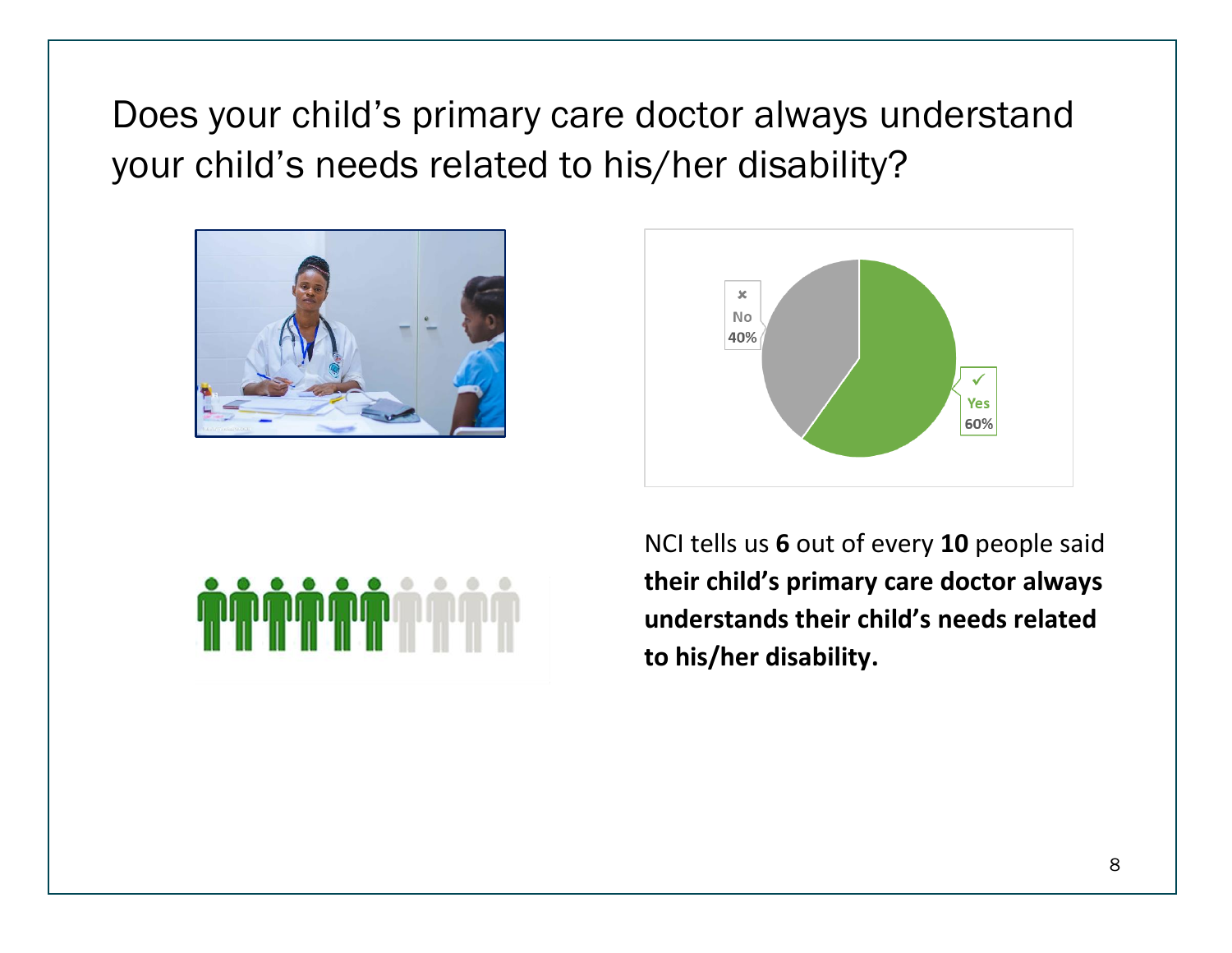# Does your child's primary care doctor always understand your child's needs related to his/her disability?

No 40%

Yes 60%

NCI tells us **6** out of every **10** people said **their child's primary care doctor always understands their child's needs related to his/her disability.**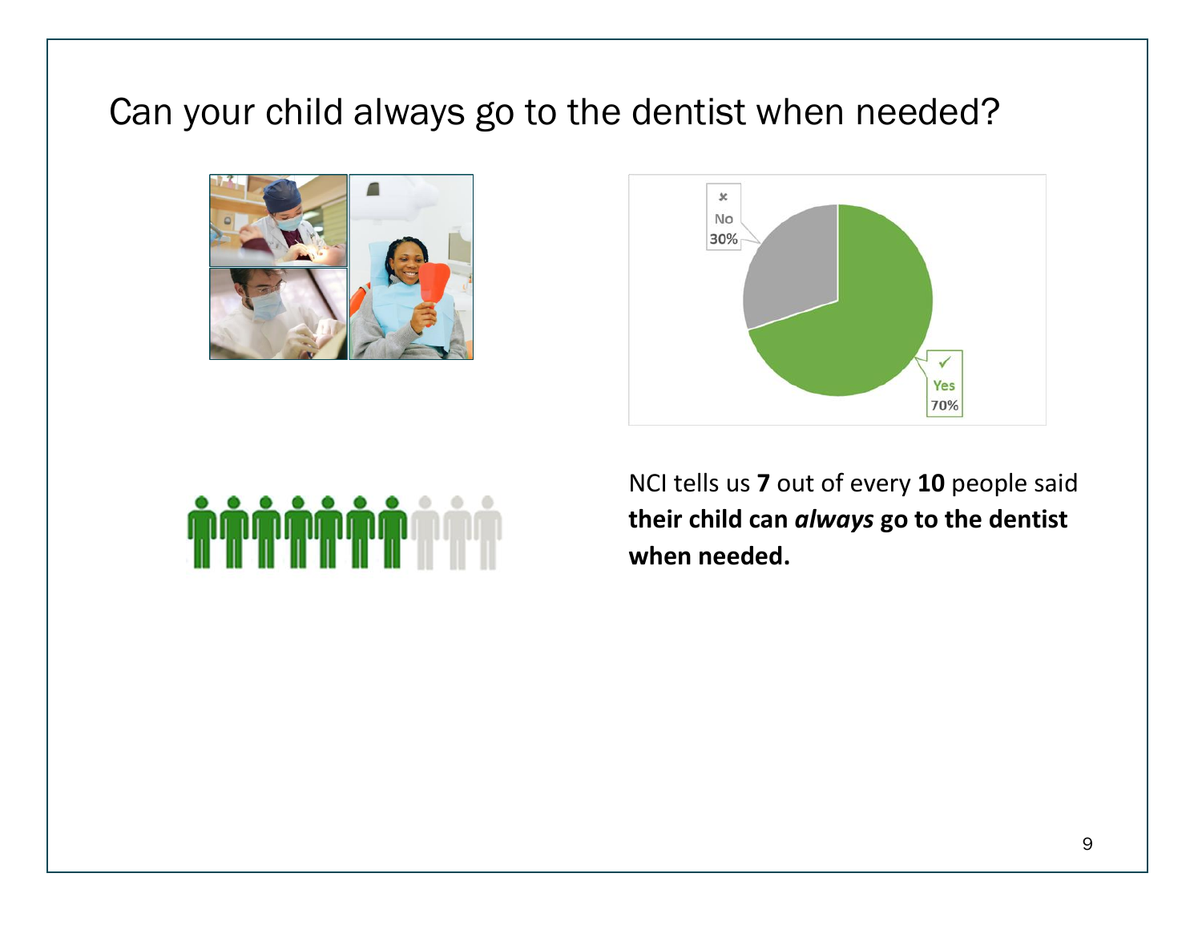# Can your child always go to the dentist when needed?

No 30%

Yes 70%

NCI tells us **7** out of every **10** people said **their child can *always* go to the dentist when needed.**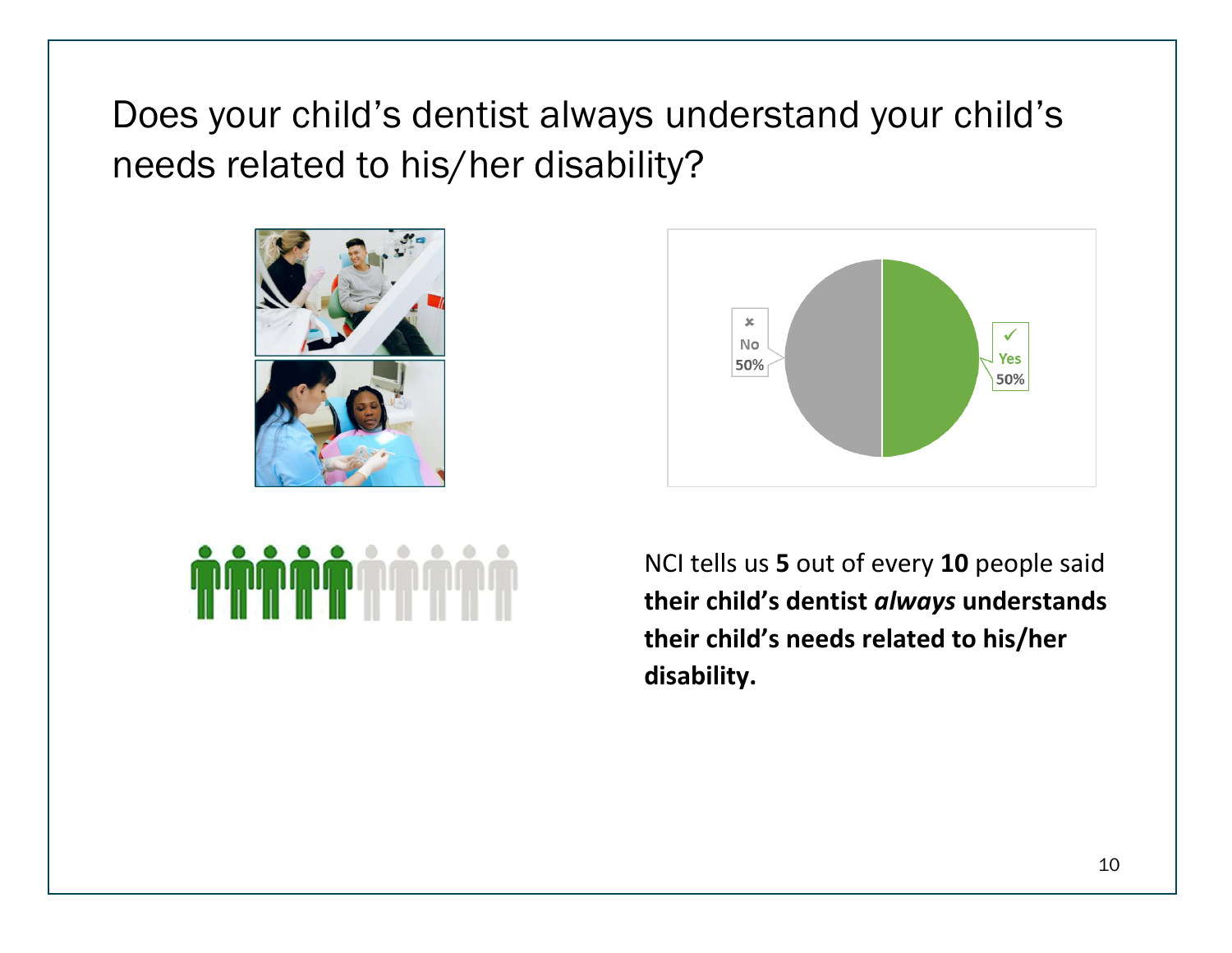# Does your child's dentist always understand your child's needs related to his/her disability?

No 50%

Yes 50%

NCI tells us **5** out of every **10** people said **their child's dentist *always* understands their child's needs related to his/her disability.**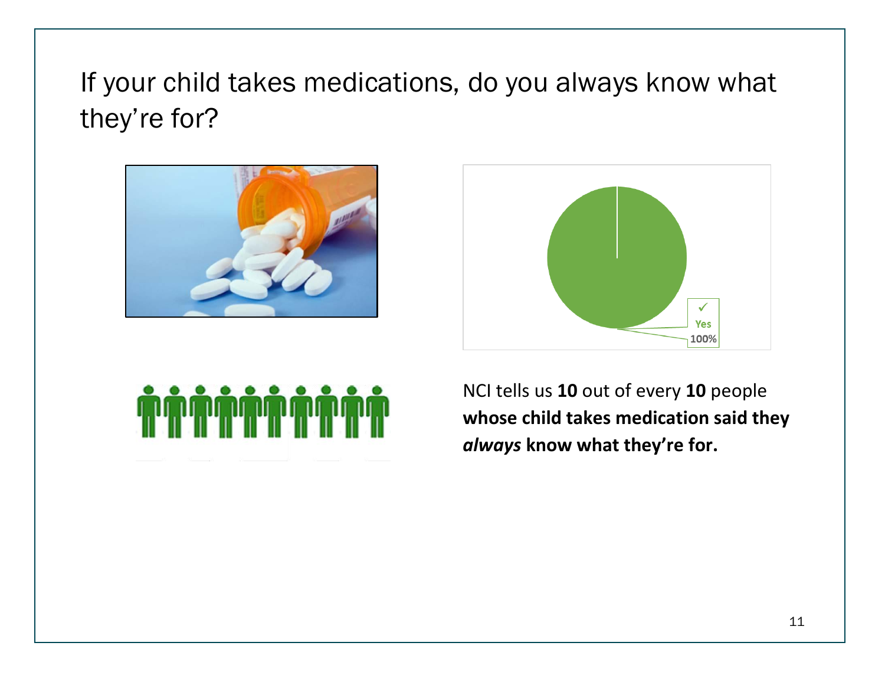# If your child takes medications, do you always know what they're for?

✓ Yes 100%

NCI tells us **10** out of every **10** people **whose child takes medication said they *always* know what they're for.**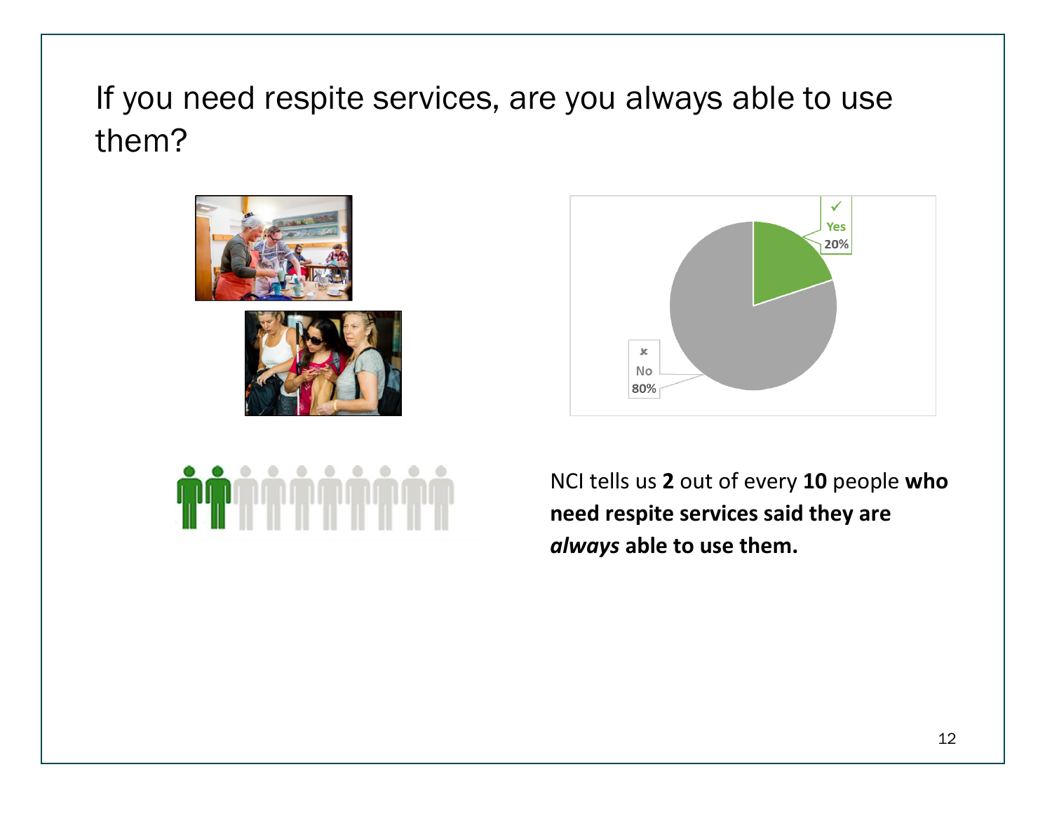# If you need respite services, are you always able to use them?

Yes 20%

No 80%

NCI tells us **2** out of every **10** people **who need respite services said they are *always* able to use them.**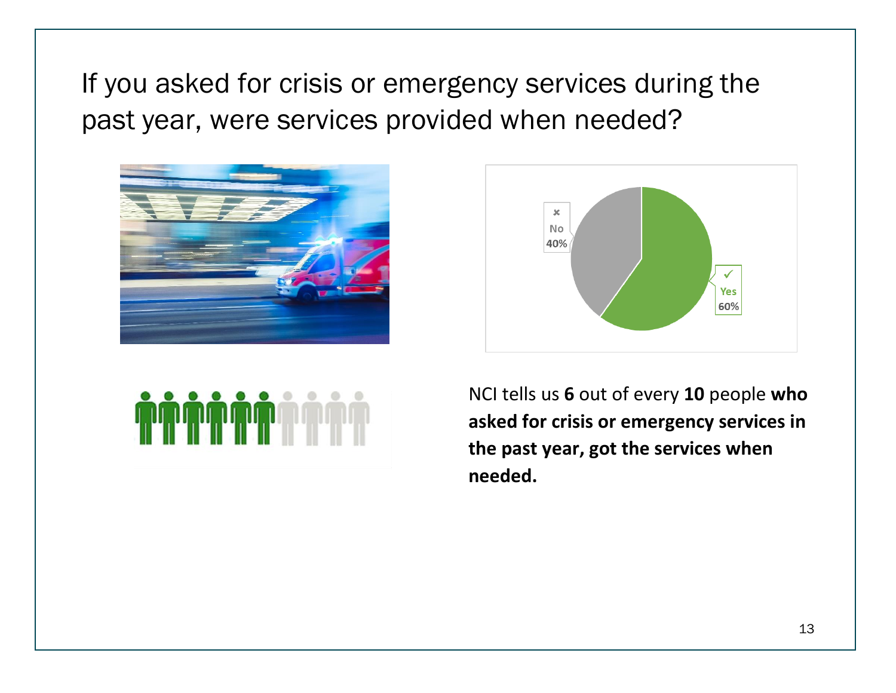# If you asked for crisis or emergency services during the past year, were services provided when needed?

No 40%

Yes 60%

NCI tells us **6** out of every **10** people **who asked for crisis or emergency services in the past year, got the services when needed.**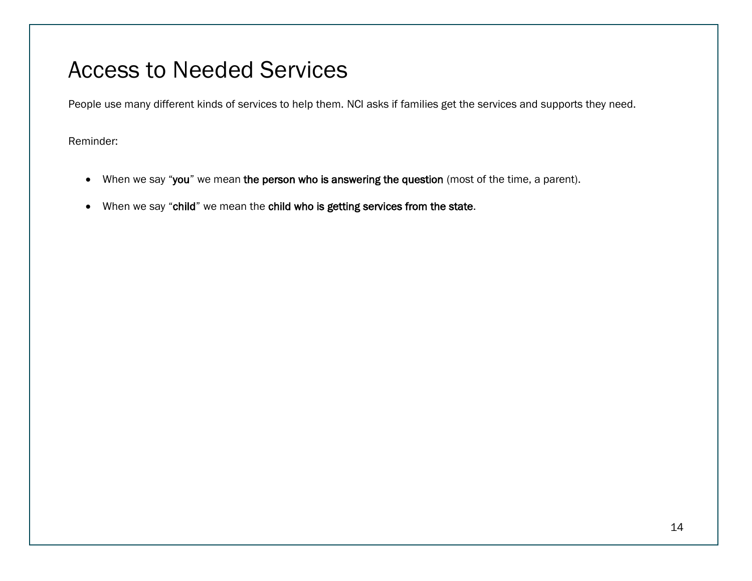# Access to Needed Services

People use many different kinds of services to help them. NCI asks if families get the services and supports they need.

Reminder:

- When we say "**you**" we mean **the person who is answering the question** (most of the time, a parent).
- When we say "**child**" we mean the **child who is getting services from the state**.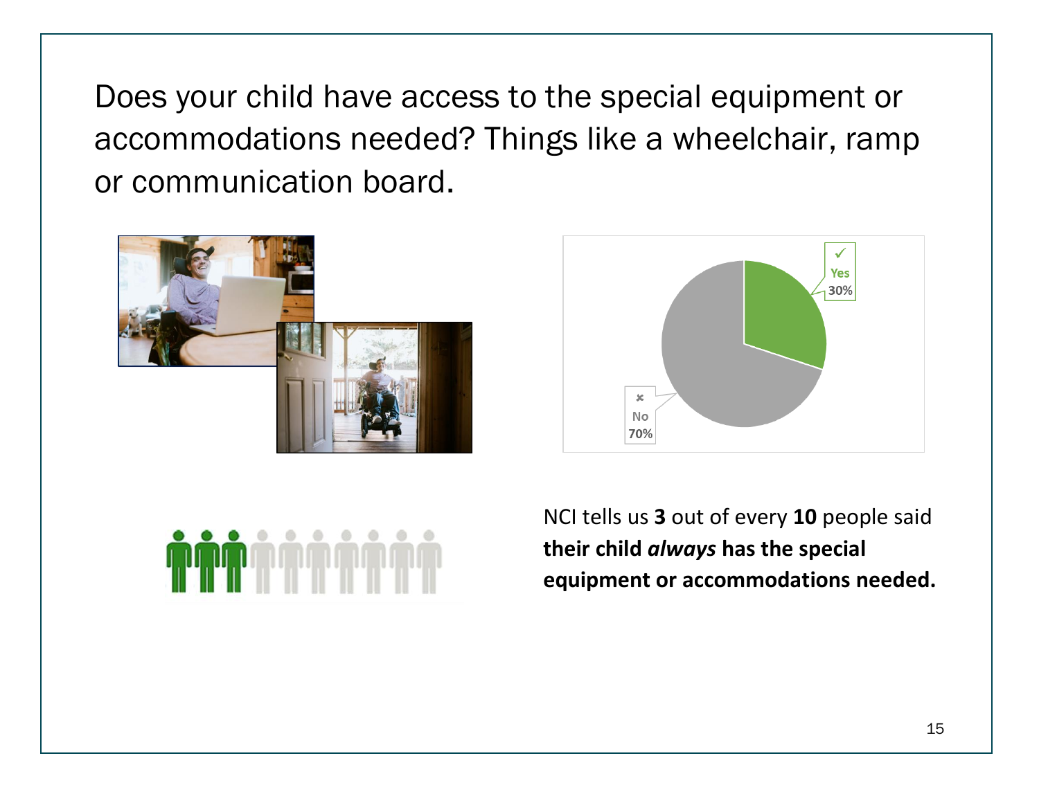# Does your child have access to the special equipment or accommodations needed? Things like a wheelchair, ramp or communication board.

Yes 30%

No 70%

NCI tells us **3** out of every **10** people said **their child *always* has the special equipment or accommodations needed.**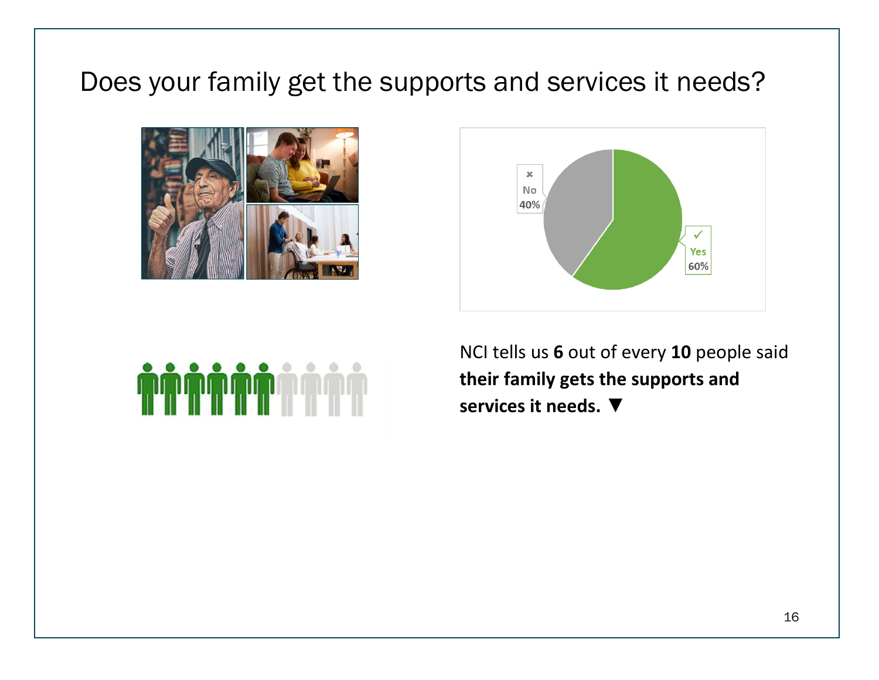# Does your family get the supports and services it needs?

No 40%

Yes 60%

NCI tells us **6** out of every **10** people said **their family gets the supports and services it needs.** ▼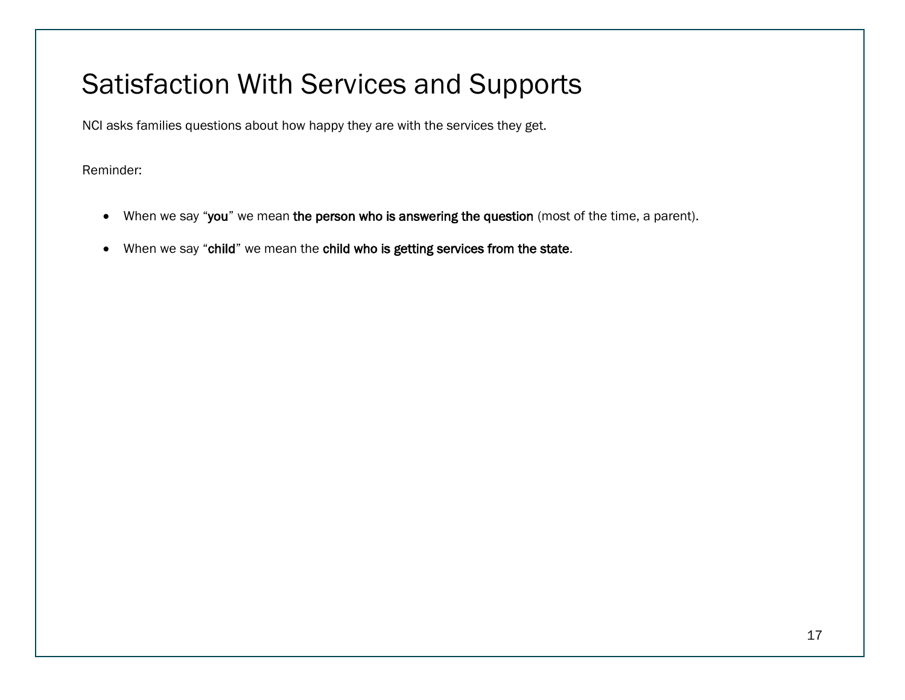# Satisfaction With Services and Supports

NCI asks families questions about how happy they are with the services they get.

Reminder:

- When we say "**you**" we mean **the person who is answering the question** (most of the time, a parent).
- When we say "**child**" we mean the **child who is getting services from the state**.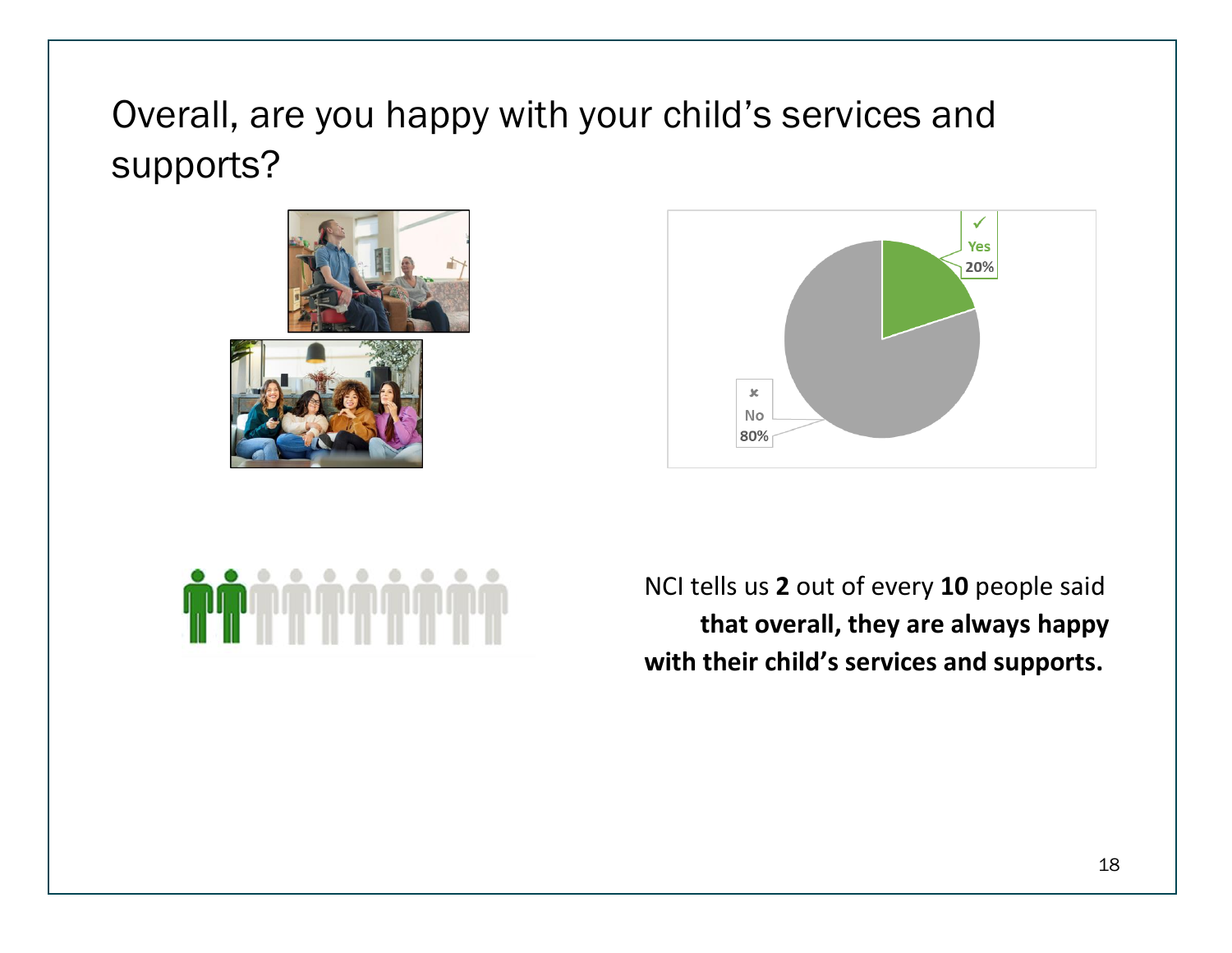# Overall, are you happy with your child's services and supports?

Yes 20%

No 80%

NCI tells us **2** out of every **10** people said **that overall, they are always happy with their child's services and supports.**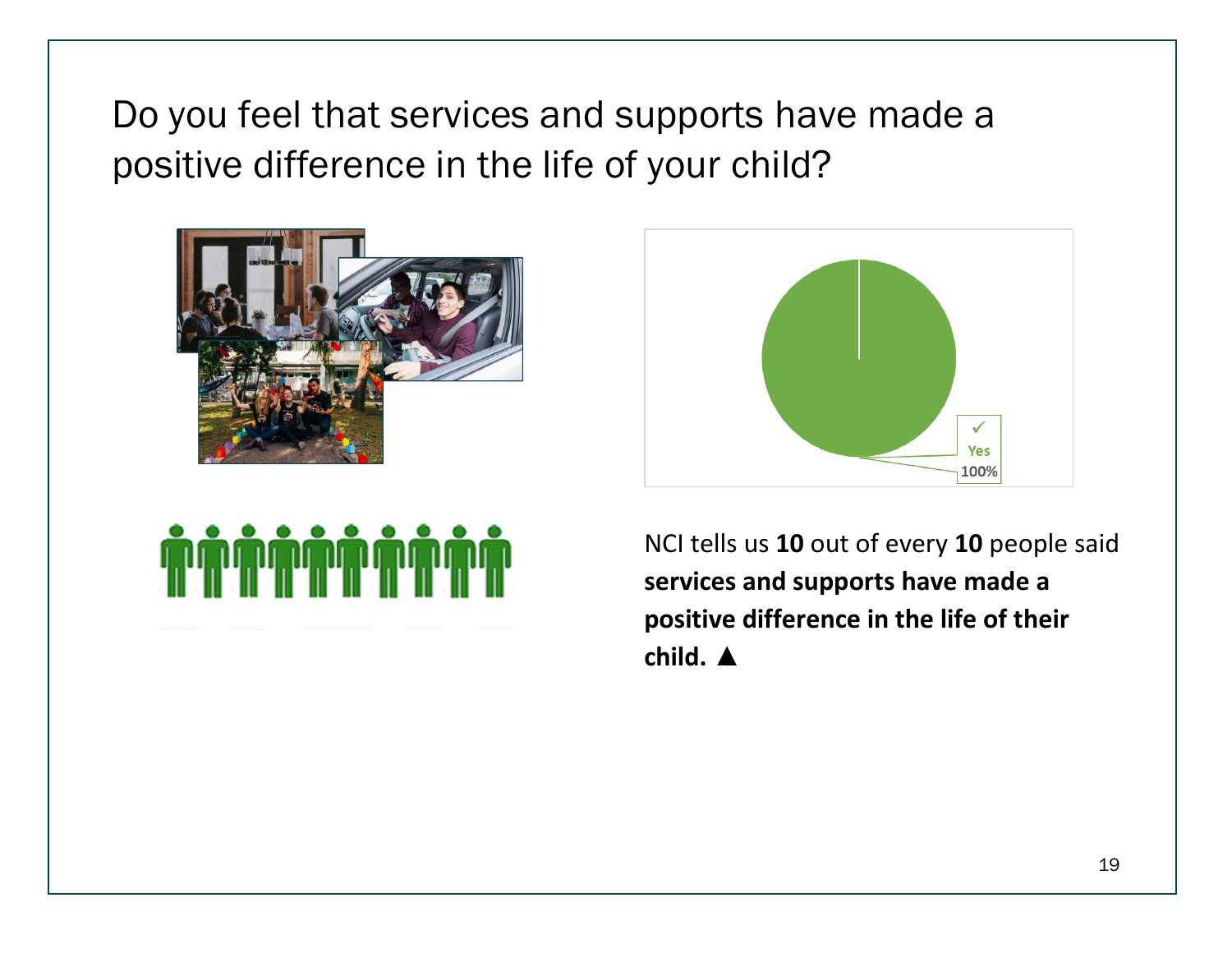# Do you feel that services and supports have made a positive difference in the life of your child?

Yes 100%

NCI tells us **10** out of every **10** people said **services and supports have made a positive difference in the life of their child.** ▲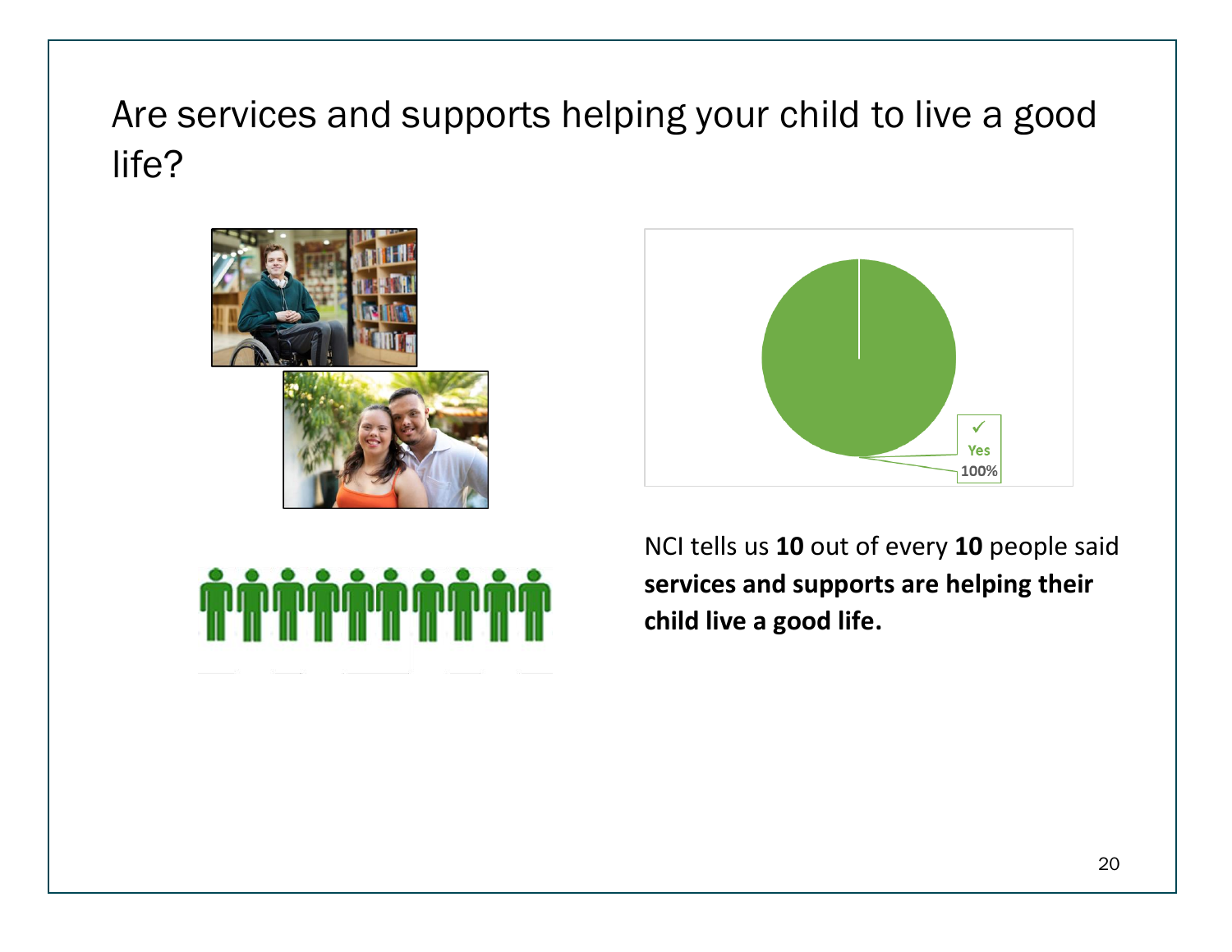# Are services and supports helping your child to live a good life?

✓
Yes
100%

NCI tells us **10** out of every **10** people said **services and supports are helping their child live a good life.**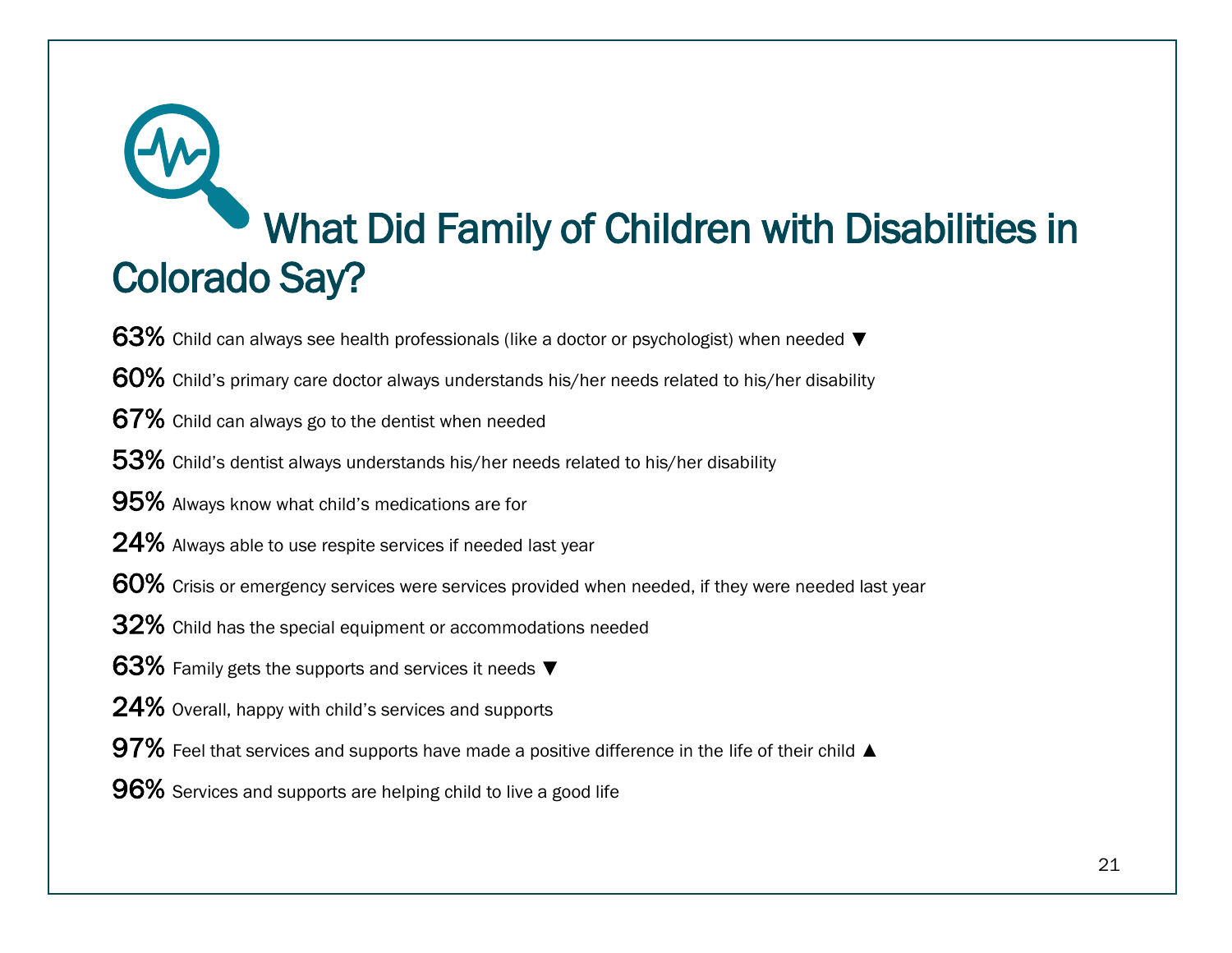# What Did Family of Children with Disabilities in Colorado Say?

**63%** Child can always see health professionals (like a doctor or psychologist) when needed ▼

**60%** Child's primary care doctor always understands his/her needs related to his/her disability

**67%** Child can always go to the dentist when needed

**53%** Child's dentist always understands his/her needs related to his/her disability

**95%** Always know what child's medications are for

**24%** Always able to use respite services if needed last year

**60%** Crisis or emergency services were services provided when needed, if they were needed last year

**32%** Child has the special equipment or accommodations needed

**63%** Family gets the supports and services it needs ▼

**24%** Overall, happy with child's services and supports

**97%** Feel that services and supports have made a positive difference in the life of their child ▲

**96%** Services and supports are helping child to live a good life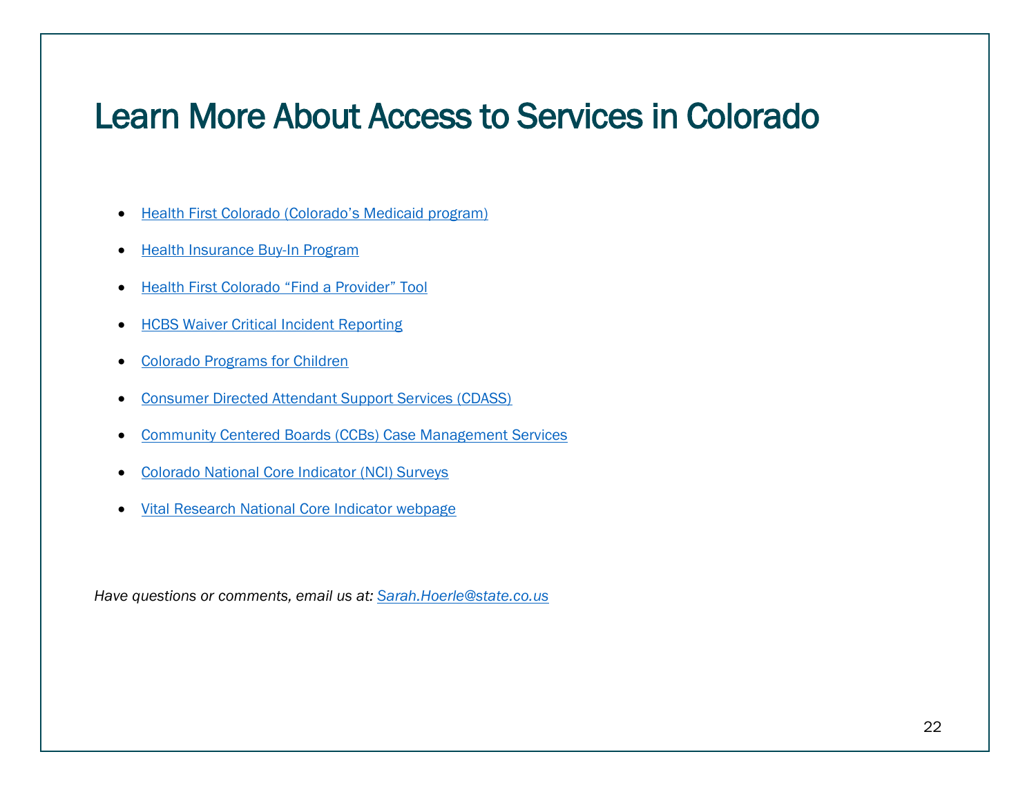# Learn More About Access to Services in Colorado

- Health First Colorado (Colorado's Medicaid program)
- Health Insurance Buy-In Program
- Health First Colorado "Find a Provider" Tool
- HCBS Waiver Critical Incident Reporting
- Colorado Programs for Children
- Consumer Directed Attendant Support Services (CDASS)
- Community Centered Boards (CCBs) Case Management Services
- Colorado National Core Indicator (NCI) Surveys
- Vital Research National Core Indicator webpage

*Have questions or comments, email us at: Sarah.Hoerle@state.co.us*